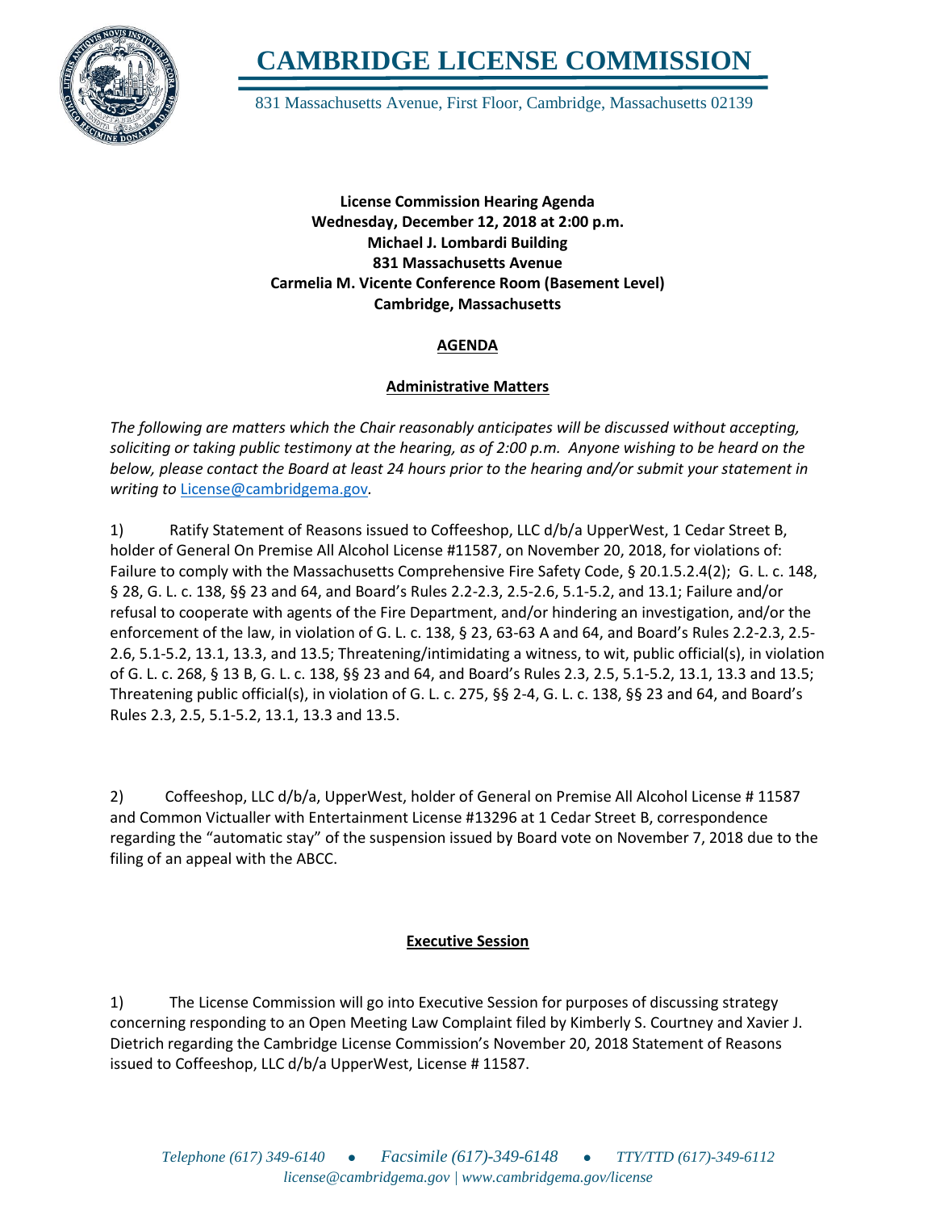# CAMBRIDGE LICENSE COMMISSION

831 Massachusetts Avenue, First Floor, Cambridge, Massachusetts 02139

**License Commission Hearing Agenda**
**Wednesday, December 12, 2018 at 2:00 p.m.**
**Michael J. Lombardi Building**
**831 Massachusetts Avenue**
**Carmelia M. Vicente Conference Room (Basement Level)**
**Cambridge, Massachusetts**

## AGENDA

### Administrative Matters

*The following are matters which the Chair reasonably anticipates will be discussed without accepting, soliciting or taking public testimony at the hearing, as of 2:00 p.m. Anyone wishing to be heard on the below, please contact the Board at least 24 hours prior to the hearing and/or submit your statement in writing to* License@cambridgema.gov*.*

1) Ratify Statement of Reasons issued to Coffeeshop, LLC d/b/a UpperWest, 1 Cedar Street B, holder of General On Premise All Alcohol License #11587, on November 20, 2018, for violations of: Failure to comply with the Massachusetts Comprehensive Fire Safety Code, § 20.1.5.2.4(2); G. L. c. 148, § 28, G. L. c. 138, §§ 23 and 64, and Board's Rules 2.2-2.3, 2.5-2.6, 5.1-5.2, and 13.1; Failure and/or refusal to cooperate with agents of the Fire Department, and/or hindering an investigation, and/or the enforcement of the law, in violation of G. L. c. 138, § 23, 63-63 A and 64, and Board's Rules 2.2-2.3, 2.5-2.6, 5.1-5.2, 13.1, 13.3, and 13.5; Threatening/intimidating a witness, to wit, public official(s), in violation of G. L. c. 268, § 13 B, G. L. c. 138, §§ 23 and 64, and Board's Rules 2.3, 2.5, 5.1-5.2, 13.1, 13.3 and 13.5; Threatening public official(s), in violation of G. L. c. 275, §§ 2-4, G. L. c. 138, §§ 23 and 64, and Board's Rules 2.3, 2.5, 5.1-5.2, 13.1, 13.3 and 13.5.

2) Coffeeshop, LLC d/b/a, UpperWest, holder of General on Premise All Alcohol License # 11587 and Common Victualler with Entertainment License #13296 at 1 Cedar Street B, correspondence regarding the "automatic stay" of the suspension issued by Board vote on November 7, 2018 due to the filing of an appeal with the ABCC.

### Executive Session

1) The License Commission will go into Executive Session for purposes of discussing strategy concerning responding to an Open Meeting Law Complaint filed by Kimberly S. Courtney and Xavier J. Dietrich regarding the Cambridge License Commission's November 20, 2018 Statement of Reasons issued to Coffeeshop, LLC d/b/a UpperWest, License # 11587.

*Telephone (617) 349-6140 • Facsimile (617)-349-6148 • TTY/TTD (617)-349-6112*
*license@cambridgema.gov | www.cambridgema.gov/license*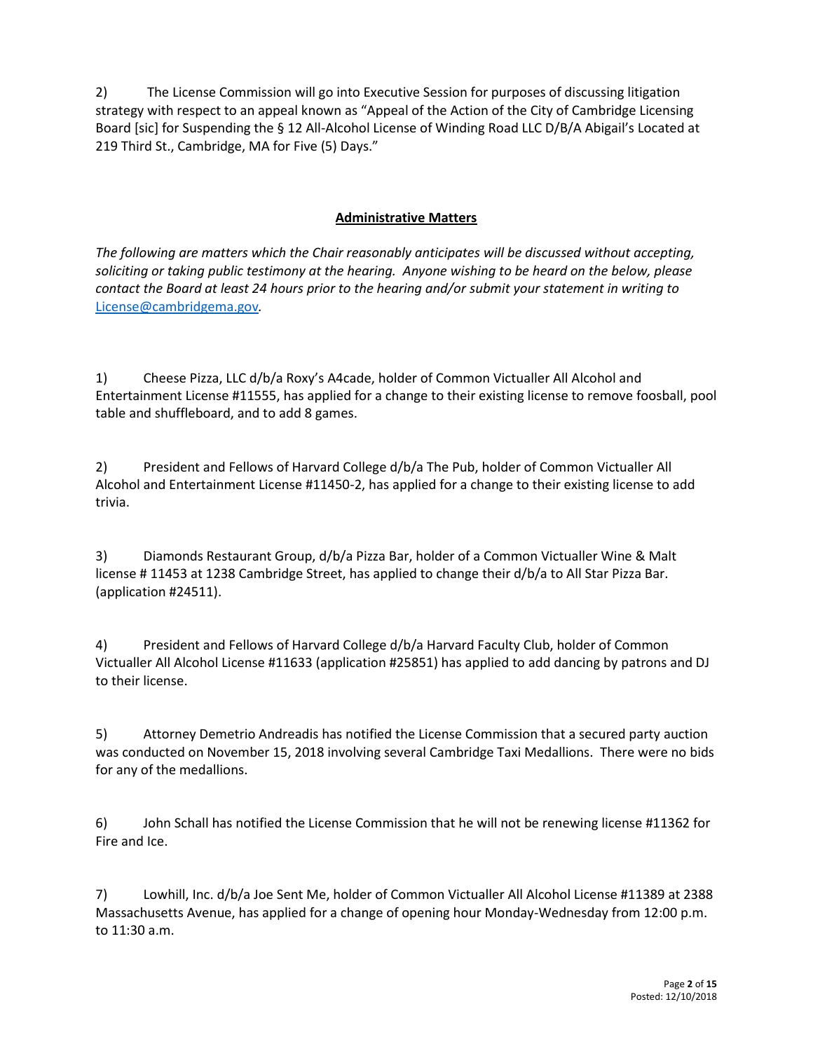2) The License Commission will go into Executive Session for purposes of discussing litigation strategy with respect to an appeal known as "Appeal of the Action of the City of Cambridge Licensing Board [sic] for Suspending the § 12 All-Alcohol License of Winding Road LLC D/B/A Abigail's Located at 219 Third St., Cambridge, MA for Five (5) Days."

## Administrative Matters

*The following are matters which the Chair reasonably anticipates will be discussed without accepting, soliciting or taking public testimony at the hearing. Anyone wishing to be heard on the below, please contact the Board at least 24 hours prior to the hearing and/or submit your statement in writing to* [License@cambridgema.gov](mailto:License@cambridgema.gov)*.*

1) Cheese Pizza, LLC d/b/a Roxy's A4cade, holder of Common Victualler All Alcohol and Entertainment License #11555, has applied for a change to their existing license to remove foosball, pool table and shuffleboard, and to add 8 games.

2) President and Fellows of Harvard College d/b/a The Pub, holder of Common Victualler All Alcohol and Entertainment License #11450-2, has applied for a change to their existing license to add trivia.

3) Diamonds Restaurant Group, d/b/a Pizza Bar, holder of a Common Victualler Wine & Malt license # 11453 at 1238 Cambridge Street, has applied to change their d/b/a to All Star Pizza Bar. (application #24511).

4) President and Fellows of Harvard College d/b/a Harvard Faculty Club, holder of Common Victualler All Alcohol License #11633 (application #25851) has applied to add dancing by patrons and DJ to their license.

5) Attorney Demetrio Andreadis has notified the License Commission that a secured party auction was conducted on November 15, 2018 involving several Cambridge Taxi Medallions. There were no bids for any of the medallions.

6) John Schall has notified the License Commission that he will not be renewing license #11362 for Fire and Ice.

7) Lowhill, Inc. d/b/a Joe Sent Me, holder of Common Victualler All Alcohol License #11389 at 2388 Massachusetts Avenue, has applied for a change of opening hour Monday-Wednesday from 12:00 p.m. to 11:30 a.m.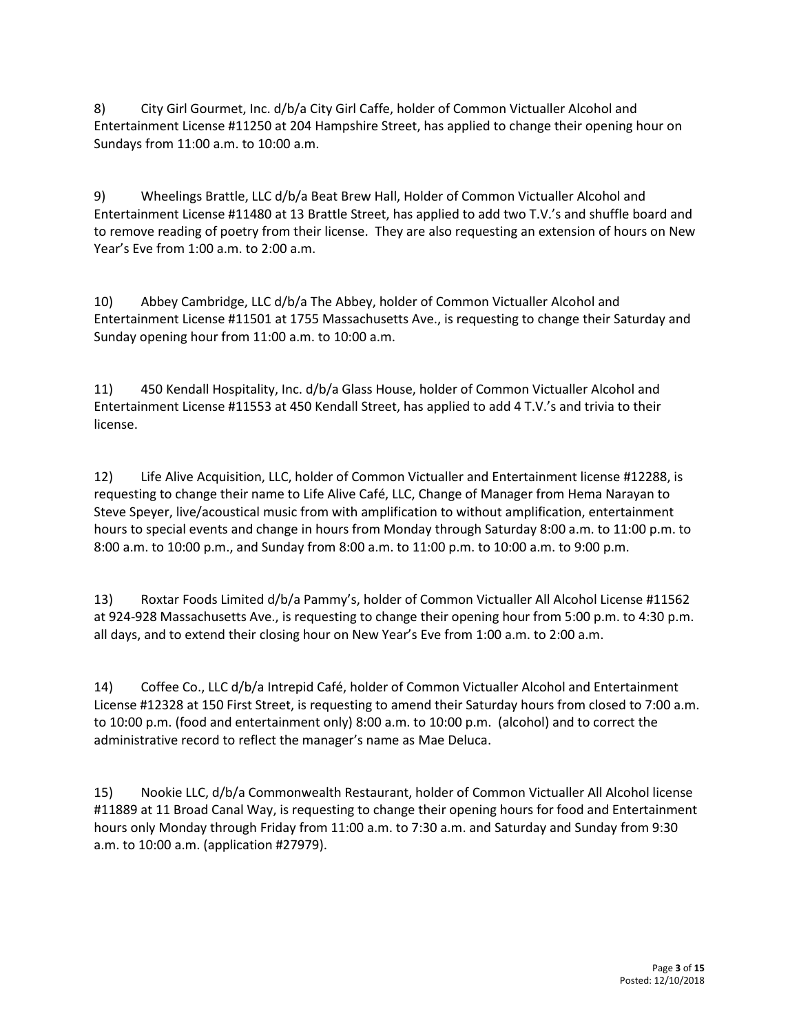8) City Girl Gourmet, Inc. d/b/a City Girl Caffe, holder of Common Victualler Alcohol and Entertainment License #11250 at 204 Hampshire Street, has applied to change their opening hour on Sundays from 11:00 a.m. to 10:00 a.m.

9) Wheelings Brattle, LLC d/b/a Beat Brew Hall, Holder of Common Victualler Alcohol and Entertainment License #11480 at 13 Brattle Street, has applied to add two T.V.'s and shuffle board and to remove reading of poetry from their license. They are also requesting an extension of hours on New Year's Eve from 1:00 a.m. to 2:00 a.m.

10) Abbey Cambridge, LLC d/b/a The Abbey, holder of Common Victualler Alcohol and Entertainment License #11501 at 1755 Massachusetts Ave., is requesting to change their Saturday and Sunday opening hour from 11:00 a.m. to 10:00 a.m.

11) 450 Kendall Hospitality, Inc. d/b/a Glass House, holder of Common Victualler Alcohol and Entertainment License #11553 at 450 Kendall Street, has applied to add 4 T.V.'s and trivia to their license.

12) Life Alive Acquisition, LLC, holder of Common Victualler and Entertainment license #12288, is requesting to change their name to Life Alive Café, LLC, Change of Manager from Hema Narayan to Steve Speyer, live/acoustical music from with amplification to without amplification, entertainment hours to special events and change in hours from Monday through Saturday 8:00 a.m. to 11:00 p.m. to 8:00 a.m. to 10:00 p.m., and Sunday from 8:00 a.m. to 11:00 p.m. to 10:00 a.m. to 9:00 p.m.

13) Roxtar Foods Limited d/b/a Pammy's, holder of Common Victualler All Alcohol License #11562 at 924-928 Massachusetts Ave., is requesting to change their opening hour from 5:00 p.m. to 4:30 p.m. all days, and to extend their closing hour on New Year's Eve from 1:00 a.m. to 2:00 a.m.

14) Coffee Co., LLC d/b/a Intrepid Café, holder of Common Victualler Alcohol and Entertainment License #12328 at 150 First Street, is requesting to amend their Saturday hours from closed to 7:00 a.m. to 10:00 p.m. (food and entertainment only) 8:00 a.m. to 10:00 p.m. (alcohol) and to correct the administrative record to reflect the manager's name as Mae Deluca.

15) Nookie LLC, d/b/a Commonwealth Restaurant, holder of Common Victualler All Alcohol license #11889 at 11 Broad Canal Way, is requesting to change their opening hours for food and Entertainment hours only Monday through Friday from 11:00 a.m. to 7:30 a.m. and Saturday and Sunday from 9:30 a.m. to 10:00 a.m. (application #27979).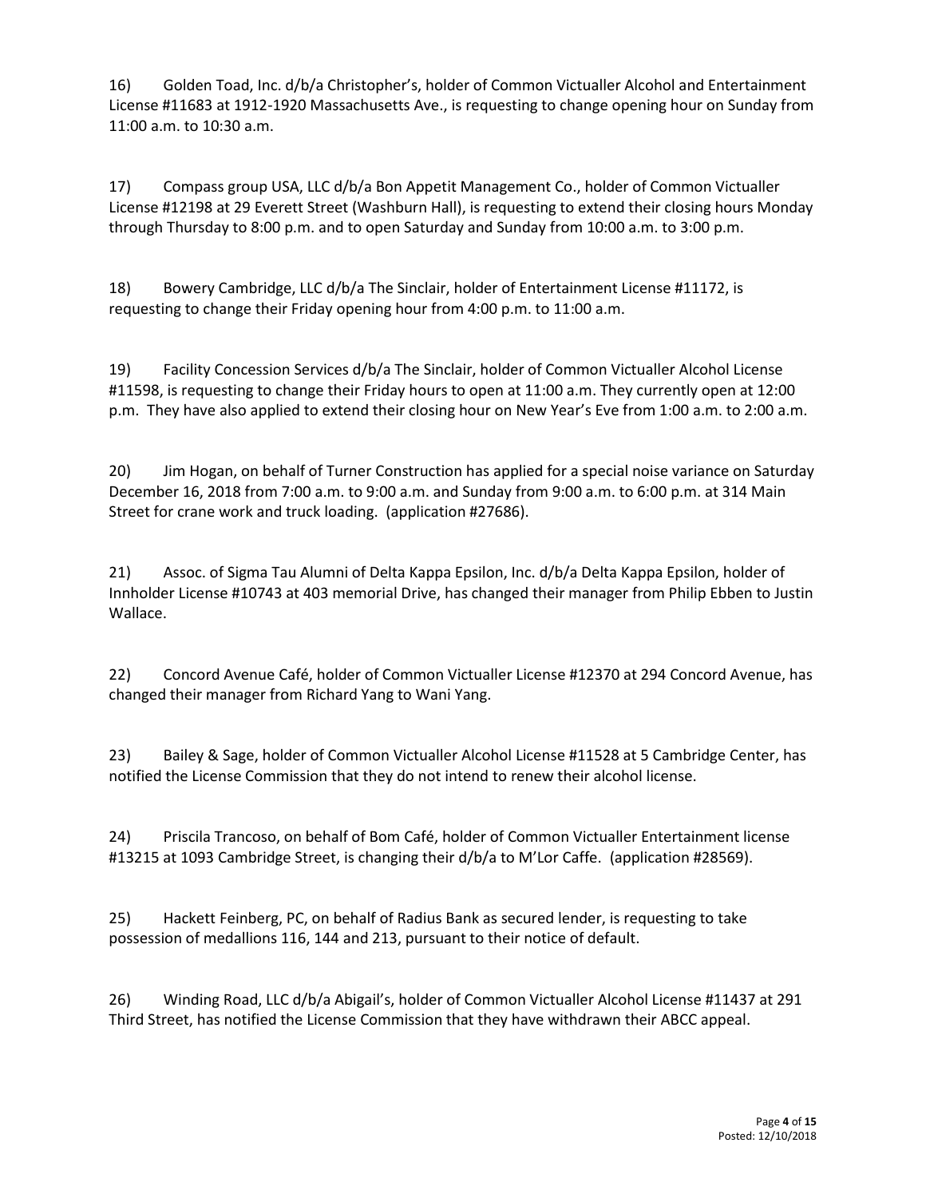16) Golden Toad, Inc. d/b/a Christopher's, holder of Common Victualler Alcohol and Entertainment License #11683 at 1912-1920 Massachusetts Ave., is requesting to change opening hour on Sunday from 11:00 a.m. to 10:30 a.m.

17) Compass group USA, LLC d/b/a Bon Appetit Management Co., holder of Common Victualler License #12198 at 29 Everett Street (Washburn Hall), is requesting to extend their closing hours Monday through Thursday to 8:00 p.m. and to open Saturday and Sunday from 10:00 a.m. to 3:00 p.m.

18) Bowery Cambridge, LLC d/b/a The Sinclair, holder of Entertainment License #11172, is requesting to change their Friday opening hour from 4:00 p.m. to 11:00 a.m.

19) Facility Concession Services d/b/a The Sinclair, holder of Common Victualler Alcohol License #11598, is requesting to change their Friday hours to open at 11:00 a.m. They currently open at 12:00 p.m. They have also applied to extend their closing hour on New Year's Eve from 1:00 a.m. to 2:00 a.m.

20) Jim Hogan, on behalf of Turner Construction has applied for a special noise variance on Saturday December 16, 2018 from 7:00 a.m. to 9:00 a.m. and Sunday from 9:00 a.m. to 6:00 p.m. at 314 Main Street for crane work and truck loading. (application #27686).

21) Assoc. of Sigma Tau Alumni of Delta Kappa Epsilon, Inc. d/b/a Delta Kappa Epsilon, holder of Innholder License #10743 at 403 memorial Drive, has changed their manager from Philip Ebben to Justin Wallace.

22) Concord Avenue Café, holder of Common Victualler License #12370 at 294 Concord Avenue, has changed their manager from Richard Yang to Wani Yang.

23) Bailey & Sage, holder of Common Victualler Alcohol License #11528 at 5 Cambridge Center, has notified the License Commission that they do not intend to renew their alcohol license.

24) Priscila Trancoso, on behalf of Bom Café, holder of Common Victualler Entertainment license #13215 at 1093 Cambridge Street, is changing their d/b/a to M'Lor Caffe. (application #28569).

25) Hackett Feinberg, PC, on behalf of Radius Bank as secured lender, is requesting to take possession of medallions 116, 144 and 213, pursuant to their notice of default.

26) Winding Road, LLC d/b/a Abigail's, holder of Common Victualler Alcohol License #11437 at 291 Third Street, has notified the License Commission that they have withdrawn their ABCC appeal.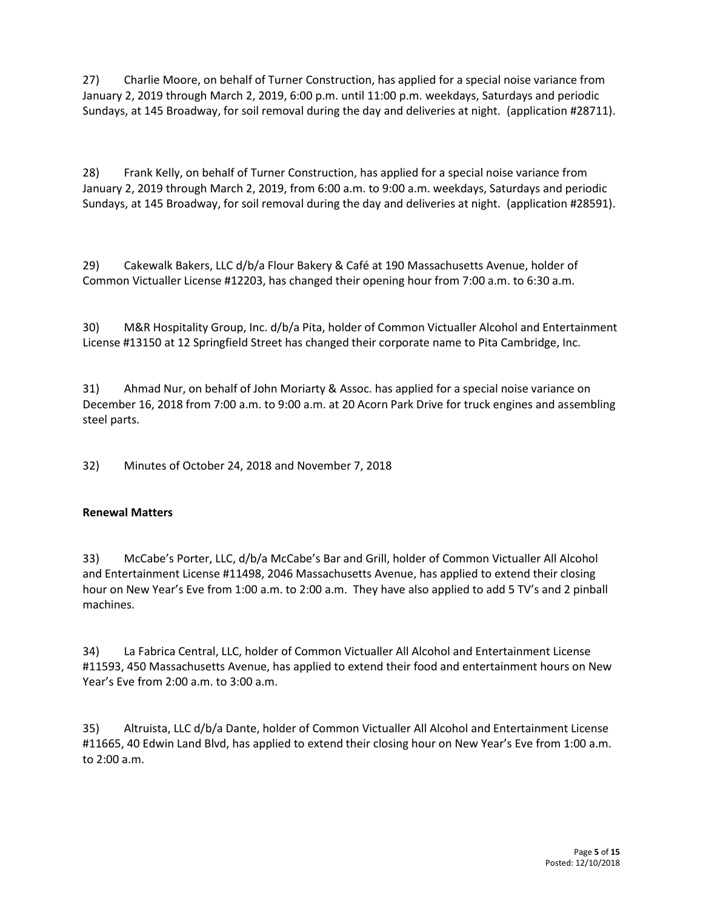27) Charlie Moore, on behalf of Turner Construction, has applied for a special noise variance from January 2, 2019 through March 2, 2019, 6:00 p.m. until 11:00 p.m. weekdays, Saturdays and periodic Sundays, at 145 Broadway, for soil removal during the day and deliveries at night. (application #28711).

28) Frank Kelly, on behalf of Turner Construction, has applied for a special noise variance from January 2, 2019 through March 2, 2019, from 6:00 a.m. to 9:00 a.m. weekdays, Saturdays and periodic Sundays, at 145 Broadway, for soil removal during the day and deliveries at night. (application #28591).

29) Cakewalk Bakers, LLC d/b/a Flour Bakery & Café at 190 Massachusetts Avenue, holder of Common Victualler License #12203, has changed their opening hour from 7:00 a.m. to 6:30 a.m.

30) M&R Hospitality Group, Inc. d/b/a Pita, holder of Common Victualler Alcohol and Entertainment License #13150 at 12 Springfield Street has changed their corporate name to Pita Cambridge, Inc.

31) Ahmad Nur, on behalf of John Moriarty & Assoc. has applied for a special noise variance on December 16, 2018 from 7:00 a.m. to 9:00 a.m. at 20 Acorn Park Drive for truck engines and assembling steel parts.

32) Minutes of October 24, 2018 and November 7, 2018

**Renewal Matters**

33) McCabe's Porter, LLC, d/b/a McCabe's Bar and Grill, holder of Common Victualler All Alcohol and Entertainment License #11498, 2046 Massachusetts Avenue, has applied to extend their closing hour on New Year's Eve from 1:00 a.m. to 2:00 a.m. They have also applied to add 5 TV's and 2 pinball machines.

34) La Fabrica Central, LLC, holder of Common Victualler All Alcohol and Entertainment License #11593, 450 Massachusetts Avenue, has applied to extend their food and entertainment hours on New Year's Eve from 2:00 a.m. to 3:00 a.m.

35) Altruista, LLC d/b/a Dante, holder of Common Victualler All Alcohol and Entertainment License #11665, 40 Edwin Land Blvd, has applied to extend their closing hour on New Year's Eve from 1:00 a.m. to 2:00 a.m.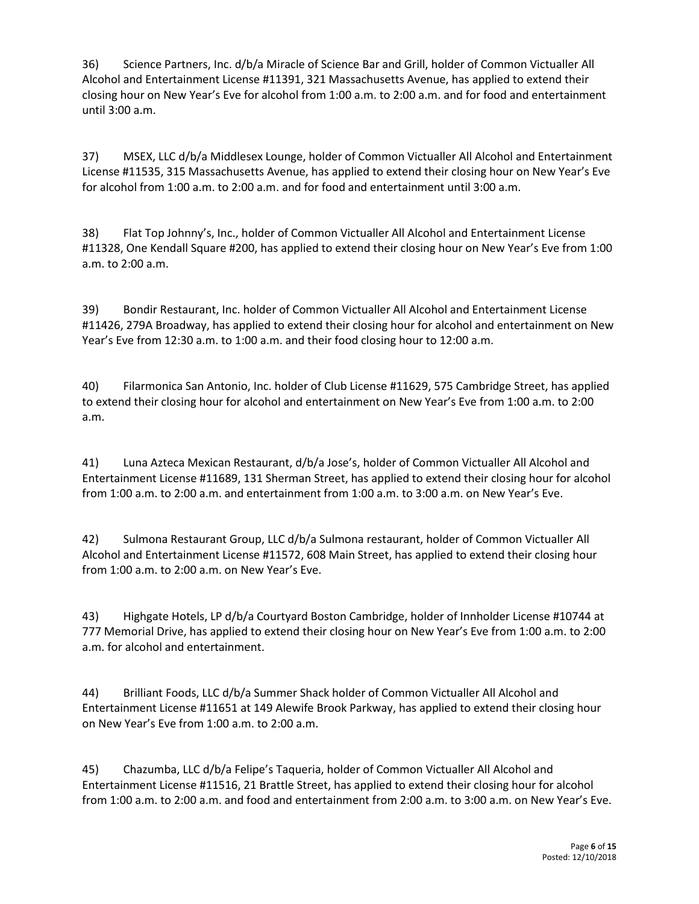36) Science Partners, Inc. d/b/a Miracle of Science Bar and Grill, holder of Common Victualler All Alcohol and Entertainment License #11391, 321 Massachusetts Avenue, has applied to extend their closing hour on New Year's Eve for alcohol from 1:00 a.m. to 2:00 a.m. and for food and entertainment until 3:00 a.m.

37) MSEX, LLC d/b/a Middlesex Lounge, holder of Common Victualler All Alcohol and Entertainment License #11535, 315 Massachusetts Avenue, has applied to extend their closing hour on New Year's Eve for alcohol from 1:00 a.m. to 2:00 a.m. and for food and entertainment until 3:00 a.m.

38) Flat Top Johnny's, Inc., holder of Common Victualler All Alcohol and Entertainment License #11328, One Kendall Square #200, has applied to extend their closing hour on New Year's Eve from 1:00 a.m. to 2:00 a.m.

39) Bondir Restaurant, Inc. holder of Common Victualler All Alcohol and Entertainment License #11426, 279A Broadway, has applied to extend their closing hour for alcohol and entertainment on New Year's Eve from 12:30 a.m. to 1:00 a.m. and their food closing hour to 12:00 a.m.

40) Filarmonica San Antonio, Inc. holder of Club License #11629, 575 Cambridge Street, has applied to extend their closing hour for alcohol and entertainment on New Year's Eve from 1:00 a.m. to 2:00 a.m.

41) Luna Azteca Mexican Restaurant, d/b/a Jose's, holder of Common Victualler All Alcohol and Entertainment License #11689, 131 Sherman Street, has applied to extend their closing hour for alcohol from 1:00 a.m. to 2:00 a.m. and entertainment from 1:00 a.m. to 3:00 a.m. on New Year's Eve.

42) Sulmona Restaurant Group, LLC d/b/a Sulmona restaurant, holder of Common Victualler All Alcohol and Entertainment License #11572, 608 Main Street, has applied to extend their closing hour from 1:00 a.m. to 2:00 a.m. on New Year's Eve.

43) Highgate Hotels, LP d/b/a Courtyard Boston Cambridge, holder of Innholder License #10744 at 777 Memorial Drive, has applied to extend their closing hour on New Year's Eve from 1:00 a.m. to 2:00 a.m. for alcohol and entertainment.

44) Brilliant Foods, LLC d/b/a Summer Shack holder of Common Victualler All Alcohol and Entertainment License #11651 at 149 Alewife Brook Parkway, has applied to extend their closing hour on New Year's Eve from 1:00 a.m. to 2:00 a.m.

45) Chazumba, LLC d/b/a Felipe's Taqueria, holder of Common Victualler All Alcohol and Entertainment License #11516, 21 Brattle Street, has applied to extend their closing hour for alcohol from 1:00 a.m. to 2:00 a.m. and food and entertainment from 2:00 a.m. to 3:00 a.m. on New Year's Eve.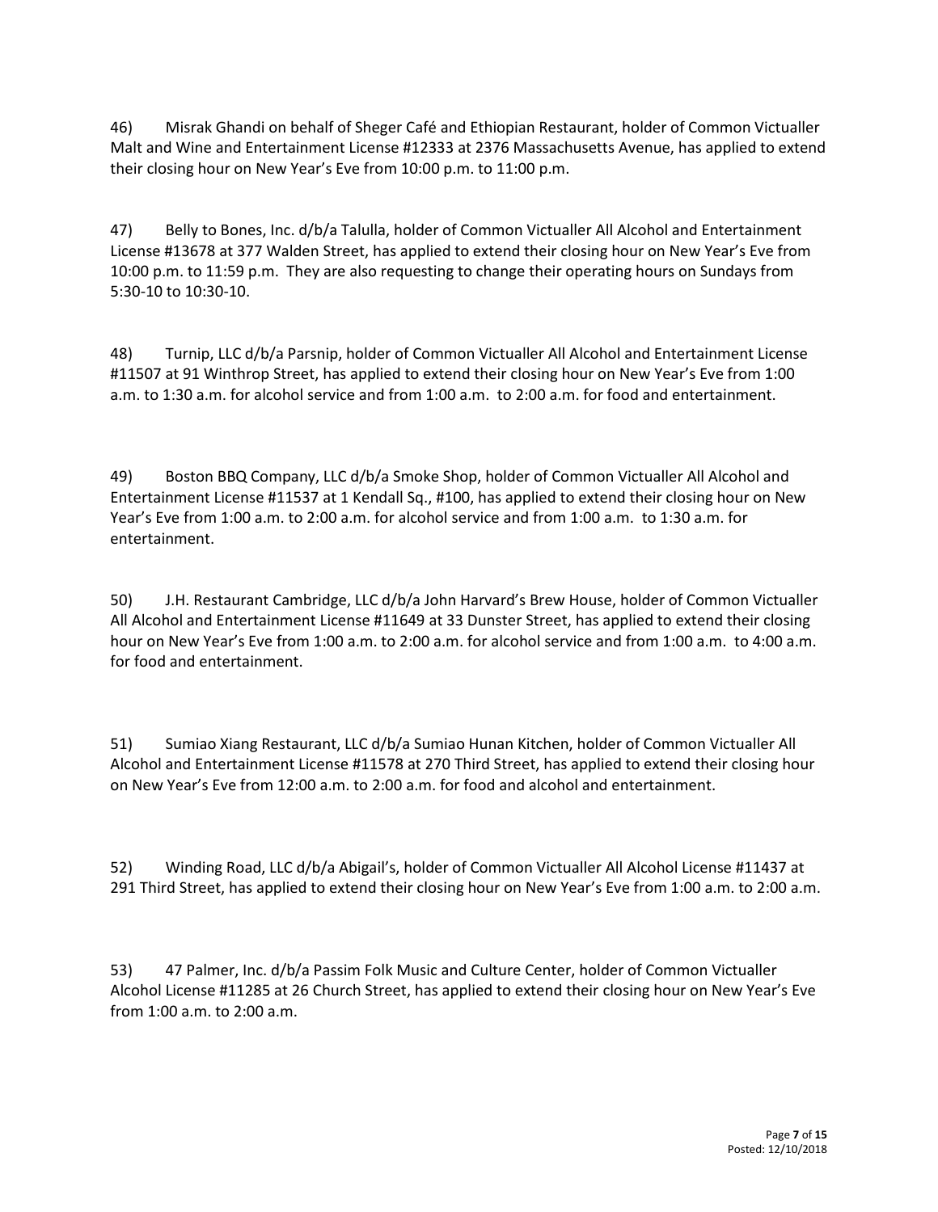46) Misrak Ghandi on behalf of Sheger Café and Ethiopian Restaurant, holder of Common Victualler Malt and Wine and Entertainment License #12333 at 2376 Massachusetts Avenue, has applied to extend their closing hour on New Year's Eve from 10:00 p.m. to 11:00 p.m.

47) Belly to Bones, Inc. d/b/a Talulla, holder of Common Victualler All Alcohol and Entertainment License #13678 at 377 Walden Street, has applied to extend their closing hour on New Year's Eve from 10:00 p.m. to 11:59 p.m. They are also requesting to change their operating hours on Sundays from 5:30-10 to 10:30-10.

48) Turnip, LLC d/b/a Parsnip, holder of Common Victualler All Alcohol and Entertainment License #11507 at 91 Winthrop Street, has applied to extend their closing hour on New Year's Eve from 1:00 a.m. to 1:30 a.m. for alcohol service and from 1:00 a.m. to 2:00 a.m. for food and entertainment.

49) Boston BBQ Company, LLC d/b/a Smoke Shop, holder of Common Victualler All Alcohol and Entertainment License #11537 at 1 Kendall Sq., #100, has applied to extend their closing hour on New Year's Eve from 1:00 a.m. to 2:00 a.m. for alcohol service and from 1:00 a.m. to 1:30 a.m. for entertainment.

50) J.H. Restaurant Cambridge, LLC d/b/a John Harvard's Brew House, holder of Common Victualler All Alcohol and Entertainment License #11649 at 33 Dunster Street, has applied to extend their closing hour on New Year's Eve from 1:00 a.m. to 2:00 a.m. for alcohol service and from 1:00 a.m. to 4:00 a.m. for food and entertainment.

51) Sumiao Xiang Restaurant, LLC d/b/a Sumiao Hunan Kitchen, holder of Common Victualler All Alcohol and Entertainment License #11578 at 270 Third Street, has applied to extend their closing hour on New Year's Eve from 12:00 a.m. to 2:00 a.m. for food and alcohol and entertainment.

52) Winding Road, LLC d/b/a Abigail's, holder of Common Victualler All Alcohol License #11437 at 291 Third Street, has applied to extend their closing hour on New Year's Eve from 1:00 a.m. to 2:00 a.m.

53) 47 Palmer, Inc. d/b/a Passim Folk Music and Culture Center, holder of Common Victualler Alcohol License #11285 at 26 Church Street, has applied to extend their closing hour on New Year's Eve from 1:00 a.m. to 2:00 a.m.

Posted: 12/10/2018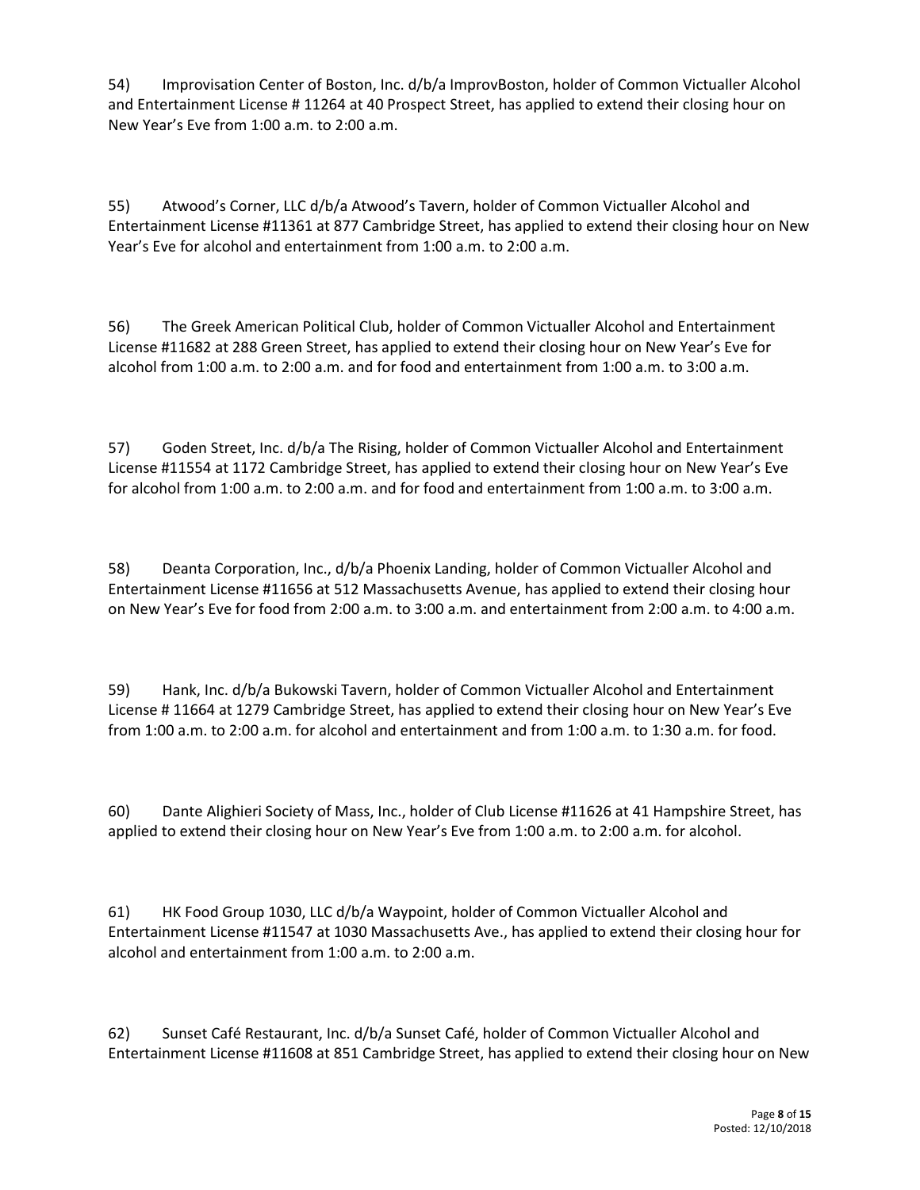54) Improvisation Center of Boston, Inc. d/b/a ImprovBoston, holder of Common Victualler Alcohol and Entertainment License # 11264 at 40 Prospect Street, has applied to extend their closing hour on New Year's Eve from 1:00 a.m. to 2:00 a.m.

55) Atwood's Corner, LLC d/b/a Atwood's Tavern, holder of Common Victualler Alcohol and Entertainment License #11361 at 877 Cambridge Street, has applied to extend their closing hour on New Year's Eve for alcohol and entertainment from 1:00 a.m. to 2:00 a.m.

56) The Greek American Political Club, holder of Common Victualler Alcohol and Entertainment License #11682 at 288 Green Street, has applied to extend their closing hour on New Year's Eve for alcohol from 1:00 a.m. to 2:00 a.m. and for food and entertainment from 1:00 a.m. to 3:00 a.m.

57) Goden Street, Inc. d/b/a The Rising, holder of Common Victualler Alcohol and Entertainment License #11554 at 1172 Cambridge Street, has applied to extend their closing hour on New Year's Eve for alcohol from 1:00 a.m. to 2:00 a.m. and for food and entertainment from 1:00 a.m. to 3:00 a.m.

58) Deanta Corporation, Inc., d/b/a Phoenix Landing, holder of Common Victualler Alcohol and Entertainment License #11656 at 512 Massachusetts Avenue, has applied to extend their closing hour on New Year's Eve for food from 2:00 a.m. to 3:00 a.m. and entertainment from 2:00 a.m. to 4:00 a.m.

59) Hank, Inc. d/b/a Bukowski Tavern, holder of Common Victualler Alcohol and Entertainment License # 11664 at 1279 Cambridge Street, has applied to extend their closing hour on New Year's Eve from 1:00 a.m. to 2:00 a.m. for alcohol and entertainment and from 1:00 a.m. to 1:30 a.m. for food.

60) Dante Alighieri Society of Mass, Inc., holder of Club License #11626 at 41 Hampshire Street, has applied to extend their closing hour on New Year's Eve from 1:00 a.m. to 2:00 a.m. for alcohol.

61) HK Food Group 1030, LLC d/b/a Waypoint, holder of Common Victualler Alcohol and Entertainment License #11547 at 1030 Massachusetts Ave., has applied to extend their closing hour for alcohol and entertainment from 1:00 a.m. to 2:00 a.m.

62) Sunset Café Restaurant, Inc. d/b/a Sunset Café, holder of Common Victualler Alcohol and Entertainment License #11608 at 851 Cambridge Street, has applied to extend their closing hour on New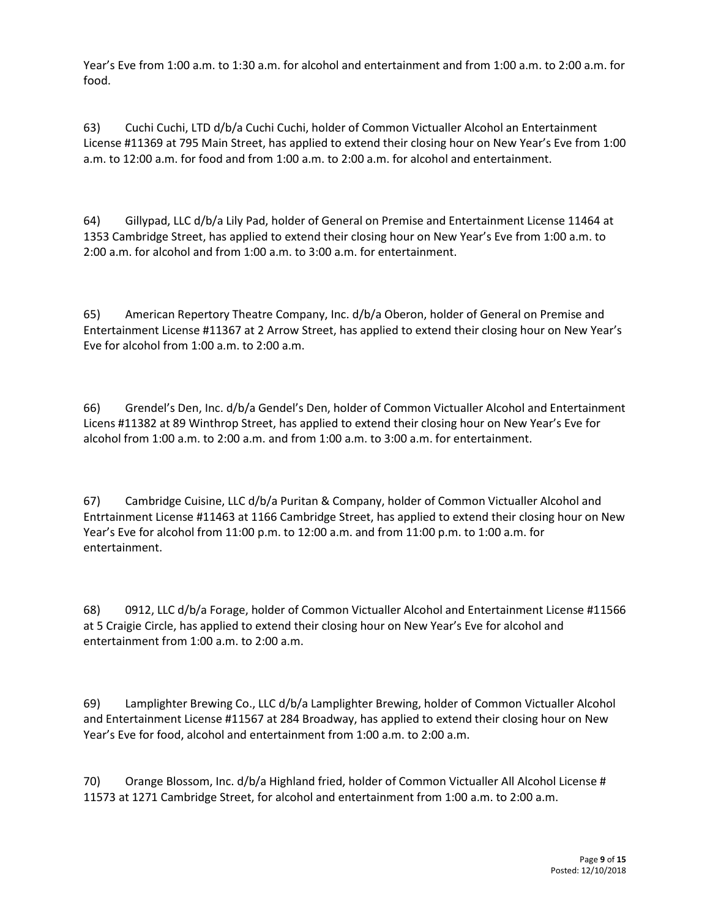Year's Eve from 1:00 a.m. to 1:30 a.m. for alcohol and entertainment and from 1:00 a.m. to 2:00 a.m. for food.

63) Cuchi Cuchi, LTD d/b/a Cuchi Cuchi, holder of Common Victualler Alcohol an Entertainment License #11369 at 795 Main Street, has applied to extend their closing hour on New Year's Eve from 1:00 a.m. to 12:00 a.m. for food and from 1:00 a.m. to 2:00 a.m. for alcohol and entertainment.

64) Gillypad, LLC d/b/a Lily Pad, holder of General on Premise and Entertainment License 11464 at 1353 Cambridge Street, has applied to extend their closing hour on New Year's Eve from 1:00 a.m. to 2:00 a.m. for alcohol and from 1:00 a.m. to 3:00 a.m. for entertainment.

65) American Repertory Theatre Company, Inc. d/b/a Oberon, holder of General on Premise and Entertainment License #11367 at 2 Arrow Street, has applied to extend their closing hour on New Year's Eve for alcohol from 1:00 a.m. to 2:00 a.m.

66) Grendel's Den, Inc. d/b/a Gendel's Den, holder of Common Victualler Alcohol and Entertainment Licens #11382 at 89 Winthrop Street, has applied to extend their closing hour on New Year's Eve for alcohol from 1:00 a.m. to 2:00 a.m. and from 1:00 a.m. to 3:00 a.m. for entertainment.

67) Cambridge Cuisine, LLC d/b/a Puritan & Company, holder of Common Victualler Alcohol and Entrtainment License #11463 at 1166 Cambridge Street, has applied to extend their closing hour on New Year's Eve for alcohol from 11:00 p.m. to 12:00 a.m. and from 11:00 p.m. to 1:00 a.m. for entertainment.

68) 0912, LLC d/b/a Forage, holder of Common Victualler Alcohol and Entertainment License #11566 at 5 Craigie Circle, has applied to extend their closing hour on New Year's Eve for alcohol and entertainment from 1:00 a.m. to 2:00 a.m.

69) Lamplighter Brewing Co., LLC d/b/a Lamplighter Brewing, holder of Common Victualler Alcohol and Entertainment License #11567 at 284 Broadway, has applied to extend their closing hour on New Year's Eve for food, alcohol and entertainment from 1:00 a.m. to 2:00 a.m.

70) Orange Blossom, Inc. d/b/a Highland fried, holder of Common Victualler All Alcohol License # 11573 at 1271 Cambridge Street, for alcohol and entertainment from 1:00 a.m. to 2:00 a.m.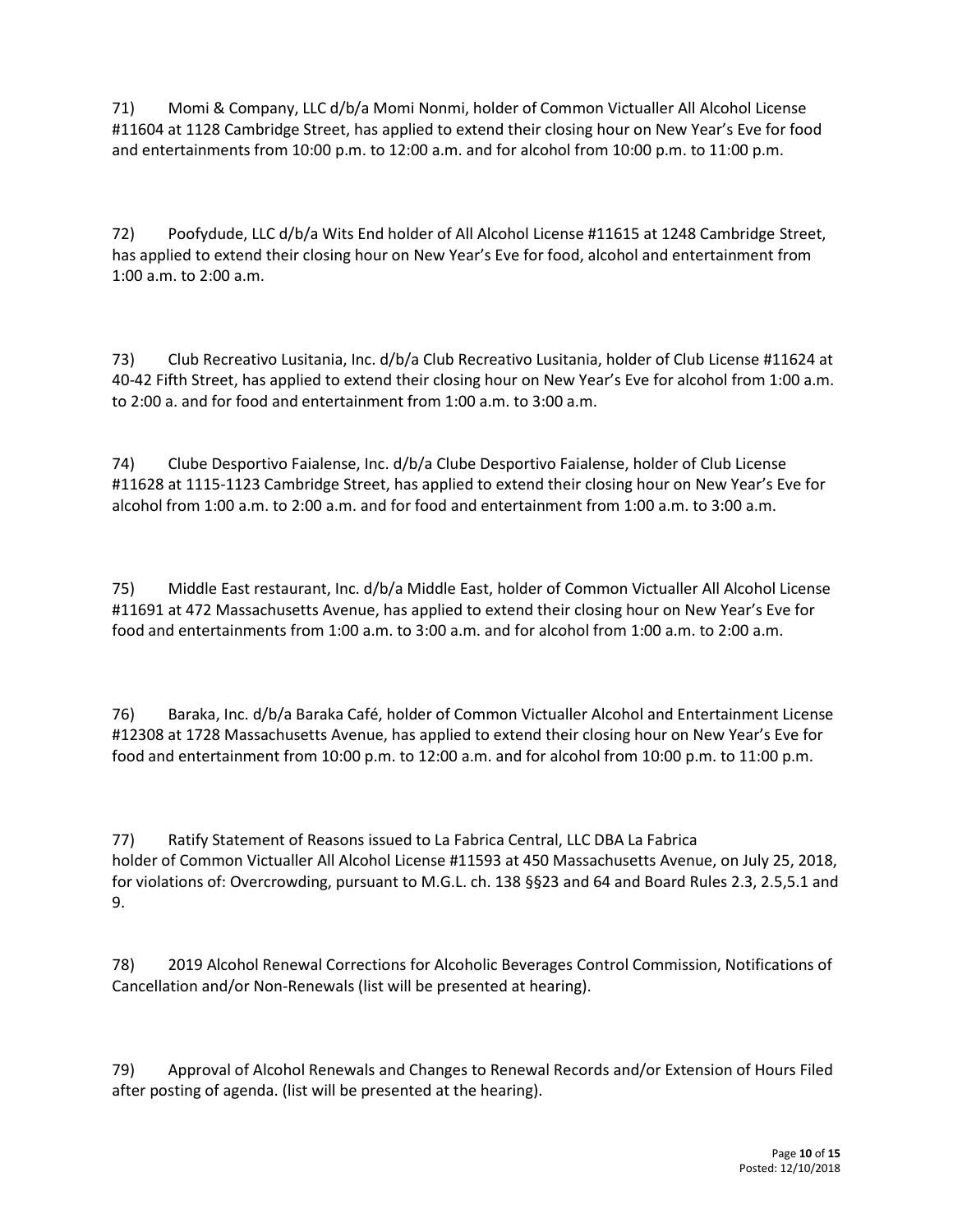71) Momi & Company, LLC d/b/a Momi Nonmi, holder of Common Victualler All Alcohol License #11604 at 1128 Cambridge Street, has applied to extend their closing hour on New Year's Eve for food and entertainments from 10:00 p.m. to 12:00 a.m. and for alcohol from 10:00 p.m. to 11:00 p.m.

72) Poofydude, LLC d/b/a Wits End holder of All Alcohol License #11615 at 1248 Cambridge Street, has applied to extend their closing hour on New Year's Eve for food, alcohol and entertainment from 1:00 a.m. to 2:00 a.m.

73) Club Recreativo Lusitania, Inc. d/b/a Club Recreativo Lusitania, holder of Club License #11624 at 40-42 Fifth Street, has applied to extend their closing hour on New Year's Eve for alcohol from 1:00 a.m. to 2:00 a. and for food and entertainment from 1:00 a.m. to 3:00 a.m.

74) Clube Desportivo Faialense, Inc. d/b/a Clube Desportivo Faialense, holder of Club License #11628 at 1115-1123 Cambridge Street, has applied to extend their closing hour on New Year's Eve for alcohol from 1:00 a.m. to 2:00 a.m. and for food and entertainment from 1:00 a.m. to 3:00 a.m.

75) Middle East restaurant, Inc. d/b/a Middle East, holder of Common Victualler All Alcohol License #11691 at 472 Massachusetts Avenue, has applied to extend their closing hour on New Year's Eve for food and entertainments from 1:00 a.m. to 3:00 a.m. and for alcohol from 1:00 a.m. to 2:00 a.m.

76) Baraka, Inc. d/b/a Baraka Café, holder of Common Victualler Alcohol and Entertainment License #12308 at 1728 Massachusetts Avenue, has applied to extend their closing hour on New Year's Eve for food and entertainment from 10:00 p.m. to 12:00 a.m. and for alcohol from 10:00 p.m. to 11:00 p.m.

77) Ratify Statement of Reasons issued to La Fabrica Central, LLC DBA La Fabrica holder of Common Victualler All Alcohol License #11593 at 450 Massachusetts Avenue, on July 25, 2018, for violations of: Overcrowding, pursuant to M.G.L. ch. 138 §§23 and 64 and Board Rules 2.3, 2.5,5.1 and 9.

78) 2019 Alcohol Renewal Corrections for Alcoholic Beverages Control Commission, Notifications of Cancellation and/or Non-Renewals (list will be presented at hearing).

79) Approval of Alcohol Renewals and Changes to Renewal Records and/or Extension of Hours Filed after posting of agenda. (list will be presented at the hearing).

Posted: 12/10/2018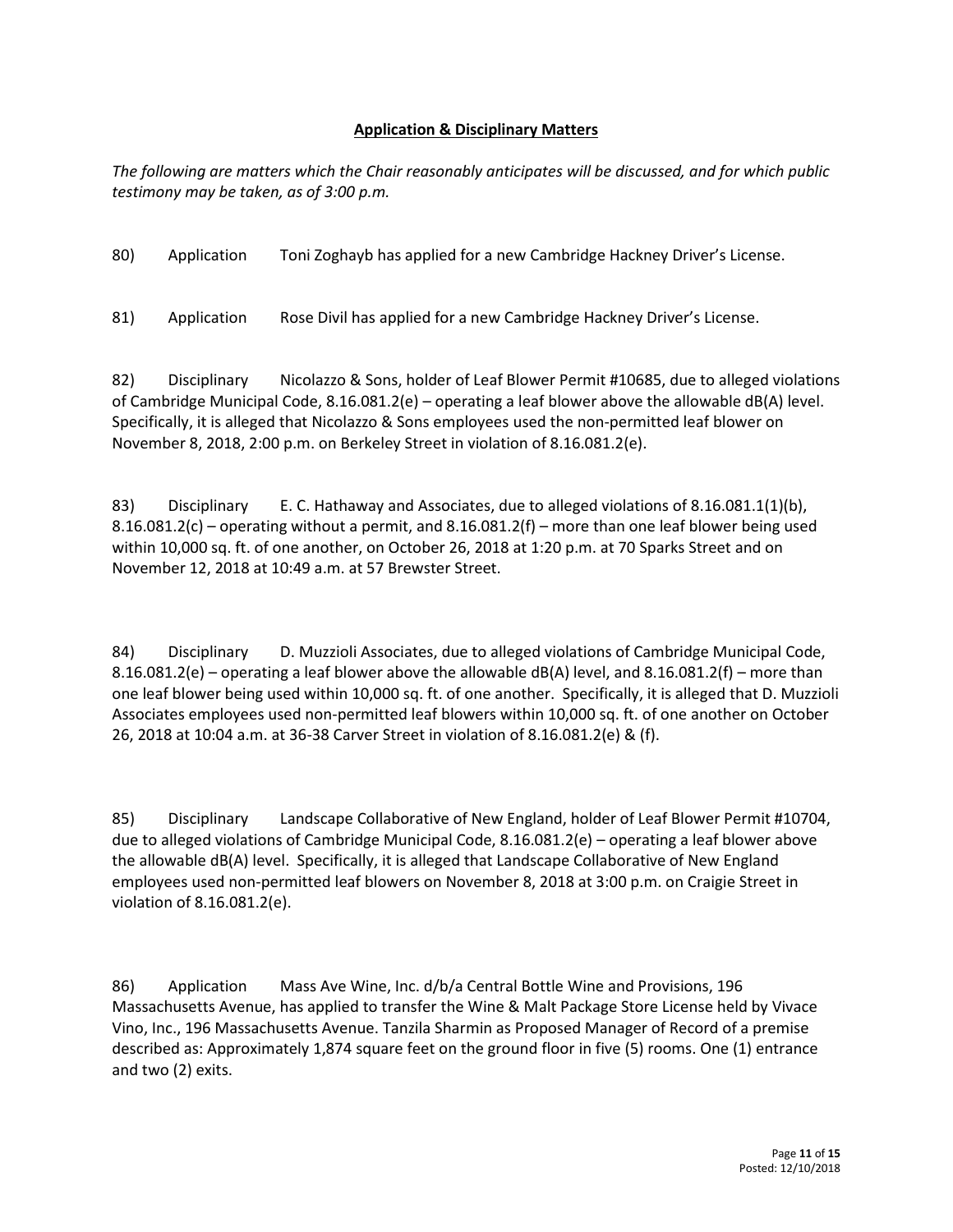**Application & Disciplinary Matters**

*The following are matters which the Chair reasonably anticipates will be discussed, and for which public testimony may be taken, as of 3:00 p.m.*

80) Application Toni Zoghayb has applied for a new Cambridge Hackney Driver's License.

81) Application Rose Divil has applied for a new Cambridge Hackney Driver's License.

82) Disciplinary Nicolazzo & Sons, holder of Leaf Blower Permit #10685, due to alleged violations of Cambridge Municipal Code, 8.16.081.2(e) – operating a leaf blower above the allowable dB(A) level. Specifically, it is alleged that Nicolazzo & Sons employees used the non-permitted leaf blower on November 8, 2018, 2:00 p.m. on Berkeley Street in violation of 8.16.081.2(e).

83) Disciplinary E. C. Hathaway and Associates, due to alleged violations of 8.16.081.1(1)(b), 8.16.081.2(c) – operating without a permit, and 8.16.081.2(f) – more than one leaf blower being used within 10,000 sq. ft. of one another, on October 26, 2018 at 1:20 p.m. at 70 Sparks Street and on November 12, 2018 at 10:49 a.m. at 57 Brewster Street.

84) Disciplinary D. Muzzioli Associates, due to alleged violations of Cambridge Municipal Code, 8.16.081.2(e) – operating a leaf blower above the allowable dB(A) level, and 8.16.081.2(f) – more than one leaf blower being used within 10,000 sq. ft. of one another. Specifically, it is alleged that D. Muzzioli Associates employees used non-permitted leaf blowers within 10,000 sq. ft. of one another on October 26, 2018 at 10:04 a.m. at 36-38 Carver Street in violation of 8.16.081.2(e) & (f).

85) Disciplinary Landscape Collaborative of New England, holder of Leaf Blower Permit #10704, due to alleged violations of Cambridge Municipal Code, 8.16.081.2(e) – operating a leaf blower above the allowable dB(A) level. Specifically, it is alleged that Landscape Collaborative of New England employees used non-permitted leaf blowers on November 8, 2018 at 3:00 p.m. on Craigie Street in violation of 8.16.081.2(e).

86) Application Mass Ave Wine, Inc. d/b/a Central Bottle Wine and Provisions, 196 Massachusetts Avenue, has applied to transfer the Wine & Malt Package Store License held by Vivace Vino, Inc., 196 Massachusetts Avenue. Tanzila Sharmin as Proposed Manager of Record of a premise described as: Approximately 1,874 square feet on the ground floor in five (5) rooms. One (1) entrance and two (2) exits.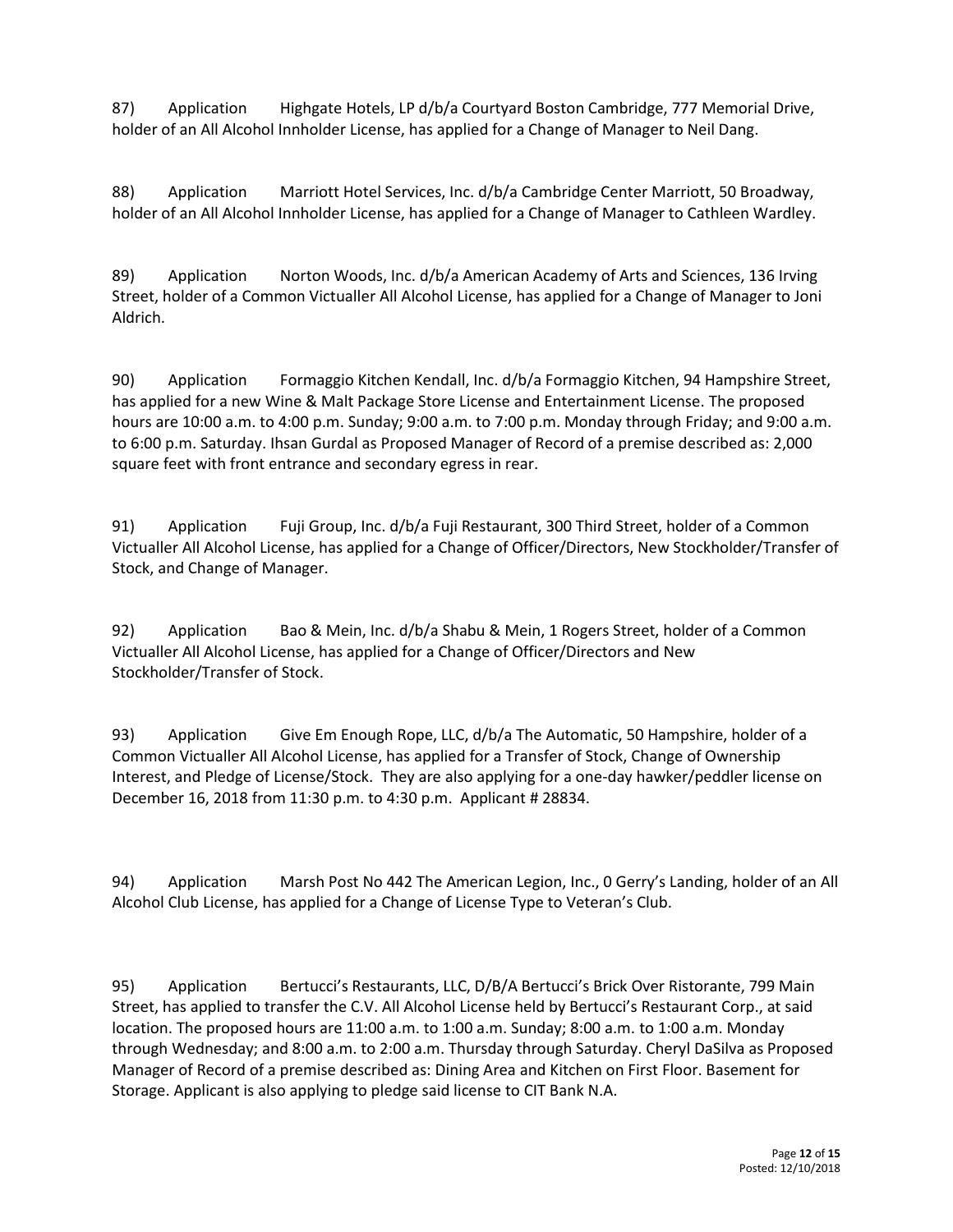87) Application Highgate Hotels, LP d/b/a Courtyard Boston Cambridge, 777 Memorial Drive, holder of an All Alcohol Innholder License, has applied for a Change of Manager to Neil Dang.

88) Application Marriott Hotel Services, Inc. d/b/a Cambridge Center Marriott, 50 Broadway, holder of an All Alcohol Innholder License, has applied for a Change of Manager to Cathleen Wardley.

89) Application Norton Woods, Inc. d/b/a American Academy of Arts and Sciences, 136 Irving Street, holder of a Common Victualler All Alcohol License, has applied for a Change of Manager to Joni Aldrich.

90) Application Formaggio Kitchen Kendall, Inc. d/b/a Formaggio Kitchen, 94 Hampshire Street, has applied for a new Wine & Malt Package Store License and Entertainment License. The proposed hours are 10:00 a.m. to 4:00 p.m. Sunday; 9:00 a.m. to 7:00 p.m. Monday through Friday; and 9:00 a.m. to 6:00 p.m. Saturday. Ihsan Gurdal as Proposed Manager of Record of a premise described as: 2,000 square feet with front entrance and secondary egress in rear.

91) Application Fuji Group, Inc. d/b/a Fuji Restaurant, 300 Third Street, holder of a Common Victualler All Alcohol License, has applied for a Change of Officer/Directors, New Stockholder/Transfer of Stock, and Change of Manager.

92) Application Bao & Mein, Inc. d/b/a Shabu & Mein, 1 Rogers Street, holder of a Common Victualler All Alcohol License, has applied for a Change of Officer/Directors and New Stockholder/Transfer of Stock.

93) Application Give Em Enough Rope, LLC, d/b/a The Automatic, 50 Hampshire, holder of a Common Victualler All Alcohol License, has applied for a Transfer of Stock, Change of Ownership Interest, and Pledge of License/Stock. They are also applying for a one-day hawker/peddler license on December 16, 2018 from 11:30 p.m. to 4:30 p.m. Applicant # 28834.

94) Application Marsh Post No 442 The American Legion, Inc., 0 Gerry's Landing, holder of an All Alcohol Club License, has applied for a Change of License Type to Veteran's Club.

95) Application Bertucci's Restaurants, LLC, D/B/A Bertucci's Brick Over Ristorante, 799 Main Street, has applied to transfer the C.V. All Alcohol License held by Bertucci's Restaurant Corp., at said location. The proposed hours are 11:00 a.m. to 1:00 a.m. Sunday; 8:00 a.m. to 1:00 a.m. Monday through Wednesday; and 8:00 a.m. to 2:00 a.m. Thursday through Saturday. Cheryl DaSilva as Proposed Manager of Record of a premise described as: Dining Area and Kitchen on First Floor. Basement for Storage. Applicant is also applying to pledge said license to CIT Bank N.A.

Posted: 12/10/2018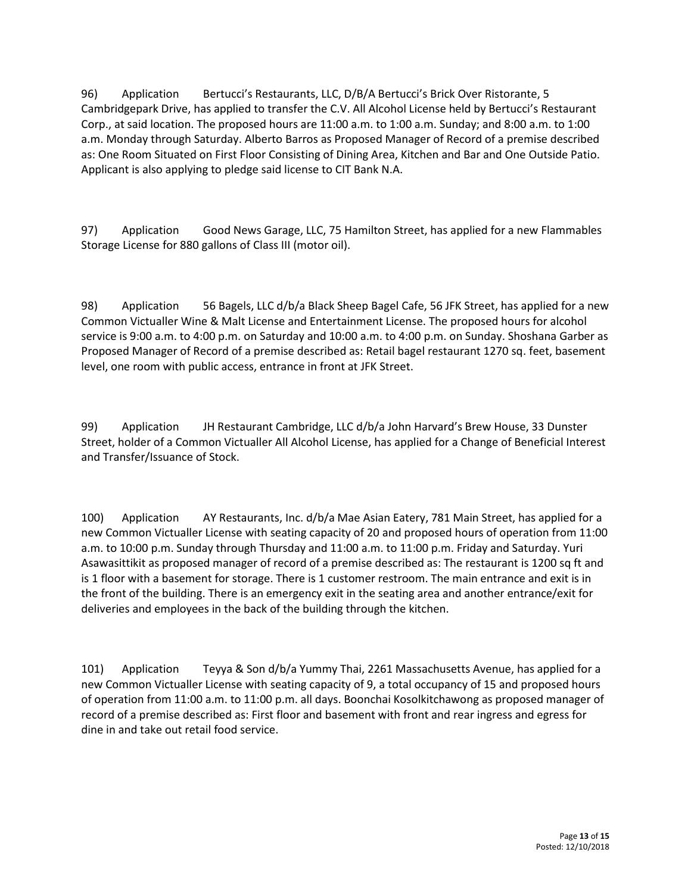96) Application Bertucci's Restaurants, LLC, D/B/A Bertucci's Brick Over Ristorante, 5 Cambridgepark Drive, has applied to transfer the C.V. All Alcohol License held by Bertucci's Restaurant Corp., at said location. The proposed hours are 11:00 a.m. to 1:00 a.m. Sunday; and 8:00 a.m. to 1:00 a.m. Monday through Saturday. Alberto Barros as Proposed Manager of Record of a premise described as: One Room Situated on First Floor Consisting of Dining Area, Kitchen and Bar and One Outside Patio. Applicant is also applying to pledge said license to CIT Bank N.A.

97) Application Good News Garage, LLC, 75 Hamilton Street, has applied for a new Flammables Storage License for 880 gallons of Class III (motor oil).

98) Application 56 Bagels, LLC d/b/a Black Sheep Bagel Cafe, 56 JFK Street, has applied for a new Common Victualler Wine & Malt License and Entertainment License. The proposed hours for alcohol service is 9:00 a.m. to 4:00 p.m. on Saturday and 10:00 a.m. to 4:00 p.m. on Sunday. Shoshana Garber as Proposed Manager of Record of a premise described as: Retail bagel restaurant 1270 sq. feet, basement level, one room with public access, entrance in front at JFK Street.

99) Application JH Restaurant Cambridge, LLC d/b/a John Harvard's Brew House, 33 Dunster Street, holder of a Common Victualler All Alcohol License, has applied for a Change of Beneficial Interest and Transfer/Issuance of Stock.

100) Application AY Restaurants, Inc. d/b/a Mae Asian Eatery, 781 Main Street, has applied for a new Common Victualler License with seating capacity of 20 and proposed hours of operation from 11:00 a.m. to 10:00 p.m. Sunday through Thursday and 11:00 a.m. to 11:00 p.m. Friday and Saturday. Yuri Asawasittikit as proposed manager of record of a premise described as: The restaurant is 1200 sq ft and is 1 floor with a basement for storage. There is 1 customer restroom. The main entrance and exit is in the front of the building. There is an emergency exit in the seating area and another entrance/exit for deliveries and employees in the back of the building through the kitchen.

101) Application Teyya & Son d/b/a Yummy Thai, 2261 Massachusetts Avenue, has applied for a new Common Victualler License with seating capacity of 9, a total occupancy of 15 and proposed hours of operation from 11:00 a.m. to 11:00 p.m. all days. Boonchai Kosolkitchawong as proposed manager of record of a premise described as: First floor and basement with front and rear ingress and egress for dine in and take out retail food service.

Posted: 12/10/2018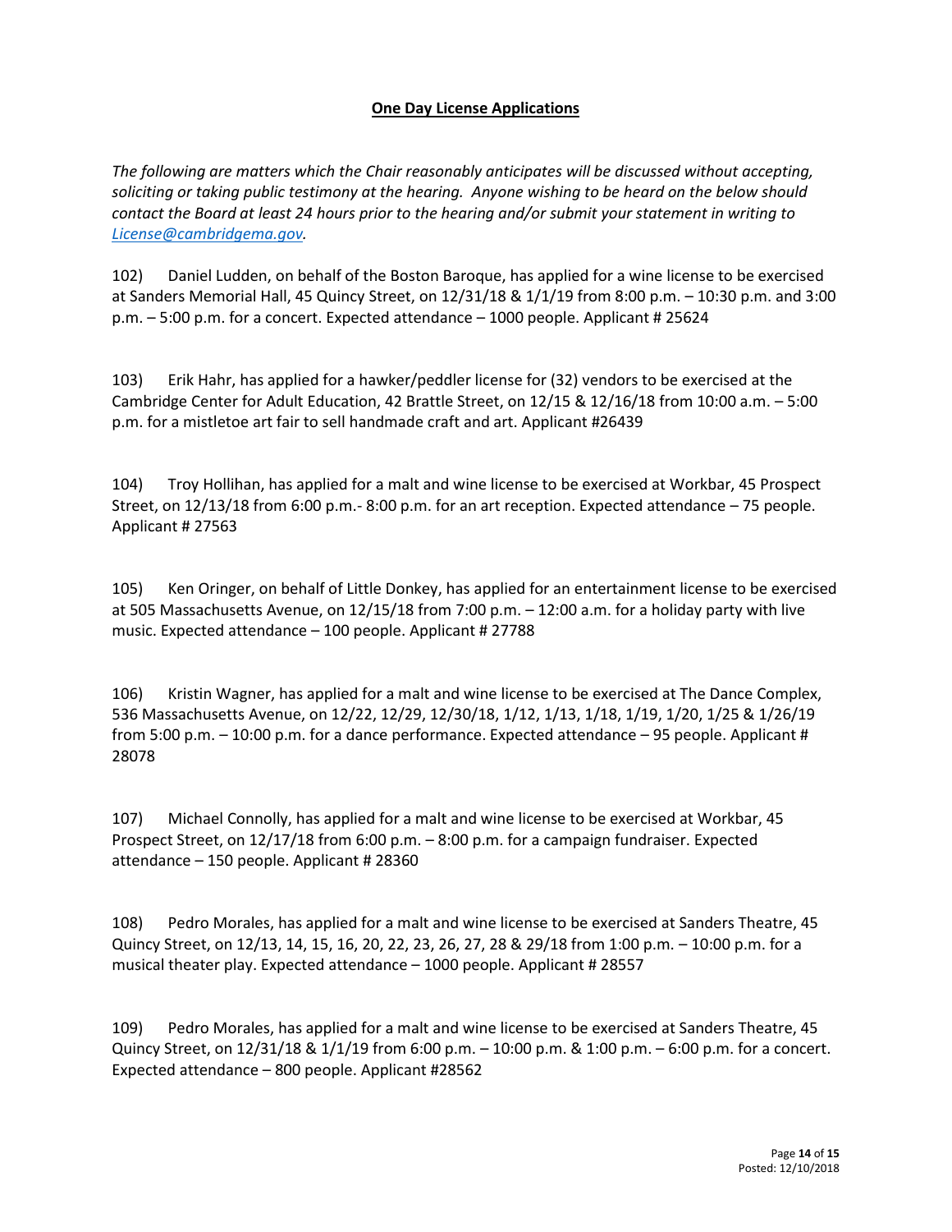## **One Day License Applications**

*The following are matters which the Chair reasonably anticipates will be discussed without accepting, soliciting or taking public testimony at the hearing. Anyone wishing to be heard on the below should contact the Board at least 24 hours prior to the hearing and/or submit your statement in writing to [License@cambridgema.gov](mailto:License@cambridgema.gov).*

102) Daniel Ludden, on behalf of the Boston Baroque, has applied for a wine license to be exercised at Sanders Memorial Hall, 45 Quincy Street, on 12/31/18 & 1/1/19 from 8:00 p.m. – 10:30 p.m. and 3:00 p.m. – 5:00 p.m. for a concert. Expected attendance – 1000 people. Applicant # 25624

103) Erik Hahr, has applied for a hawker/peddler license for (32) vendors to be exercised at the Cambridge Center for Adult Education, 42 Brattle Street, on 12/15 & 12/16/18 from 10:00 a.m. – 5:00 p.m. for a mistletoe art fair to sell handmade craft and art. Applicant #26439

104) Troy Hollihan, has applied for a malt and wine license to be exercised at Workbar, 45 Prospect Street, on 12/13/18 from 6:00 p.m.- 8:00 p.m. for an art reception. Expected attendance – 75 people. Applicant # 27563

105) Ken Oringer, on behalf of Little Donkey, has applied for an entertainment license to be exercised at 505 Massachusetts Avenue, on 12/15/18 from 7:00 p.m. – 12:00 a.m. for a holiday party with live music. Expected attendance – 100 people. Applicant # 27788

106) Kristin Wagner, has applied for a malt and wine license to be exercised at The Dance Complex, 536 Massachusetts Avenue, on 12/22, 12/29, 12/30/18, 1/12, 1/13, 1/18, 1/19, 1/20, 1/25 & 1/26/19 from 5:00 p.m. – 10:00 p.m. for a dance performance. Expected attendance – 95 people. Applicant # 28078

107) Michael Connolly, has applied for a malt and wine license to be exercised at Workbar, 45 Prospect Street, on 12/17/18 from 6:00 p.m. – 8:00 p.m. for a campaign fundraiser. Expected attendance – 150 people. Applicant # 28360

108) Pedro Morales, has applied for a malt and wine license to be exercised at Sanders Theatre, 45 Quincy Street, on 12/13, 14, 15, 16, 20, 22, 23, 26, 27, 28 & 29/18 from 1:00 p.m. – 10:00 p.m. for a musical theater play. Expected attendance – 1000 people. Applicant # 28557

109) Pedro Morales, has applied for a malt and wine license to be exercised at Sanders Theatre, 45 Quincy Street, on 12/31/18 & 1/1/19 from 6:00 p.m. – 10:00 p.m. & 1:00 p.m. – 6:00 p.m. for a concert. Expected attendance – 800 people. Applicant #28562

Posted: 12/10/2018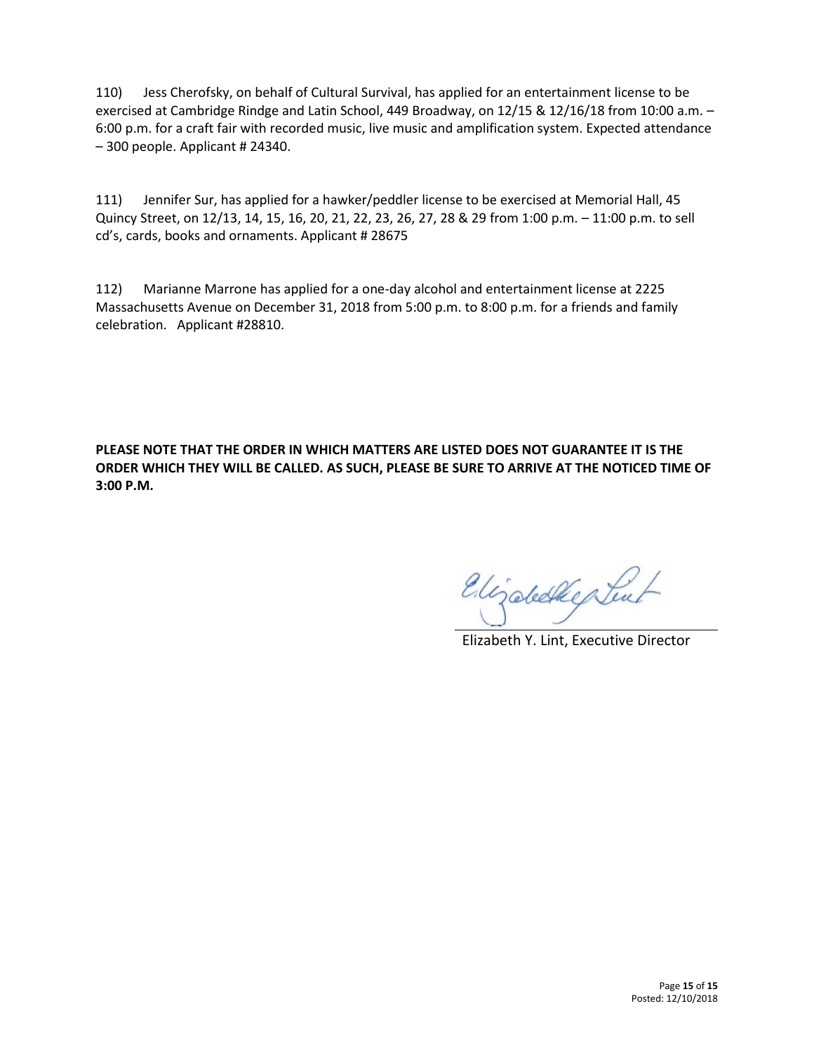110) Jess Cherofsky, on behalf of Cultural Survival, has applied for an entertainment license to be exercised at Cambridge Rindge and Latin School, 449 Broadway, on 12/15 & 12/16/18 from 10:00 a.m. – 6:00 p.m. for a craft fair with recorded music, live music and amplification system. Expected attendance – 300 people. Applicant # 24340.

111) Jennifer Sur, has applied for a hawker/peddler license to be exercised at Memorial Hall, 45 Quincy Street, on 12/13, 14, 15, 16, 20, 21, 22, 23, 26, 27, 28 & 29 from 1:00 p.m. – 11:00 p.m. to sell cd's, cards, books and ornaments. Applicant # 28675

112) Marianne Marrone has applied for a one-day alcohol and entertainment license at 2225 Massachusetts Avenue on December 31, 2018 from 5:00 p.m. to 8:00 p.m. for a friends and family celebration. Applicant #28810.

**PLEASE NOTE THAT THE ORDER IN WHICH MATTERS ARE LISTED DOES NOT GUARANTEE IT IS THE ORDER WHICH THEY WILL BE CALLED. AS SUCH, PLEASE BE SURE TO ARRIVE AT THE NOTICED TIME OF 3:00 P.M.**

Elizabeth Y. Lint, Executive Director

Posted: 12/10/2018